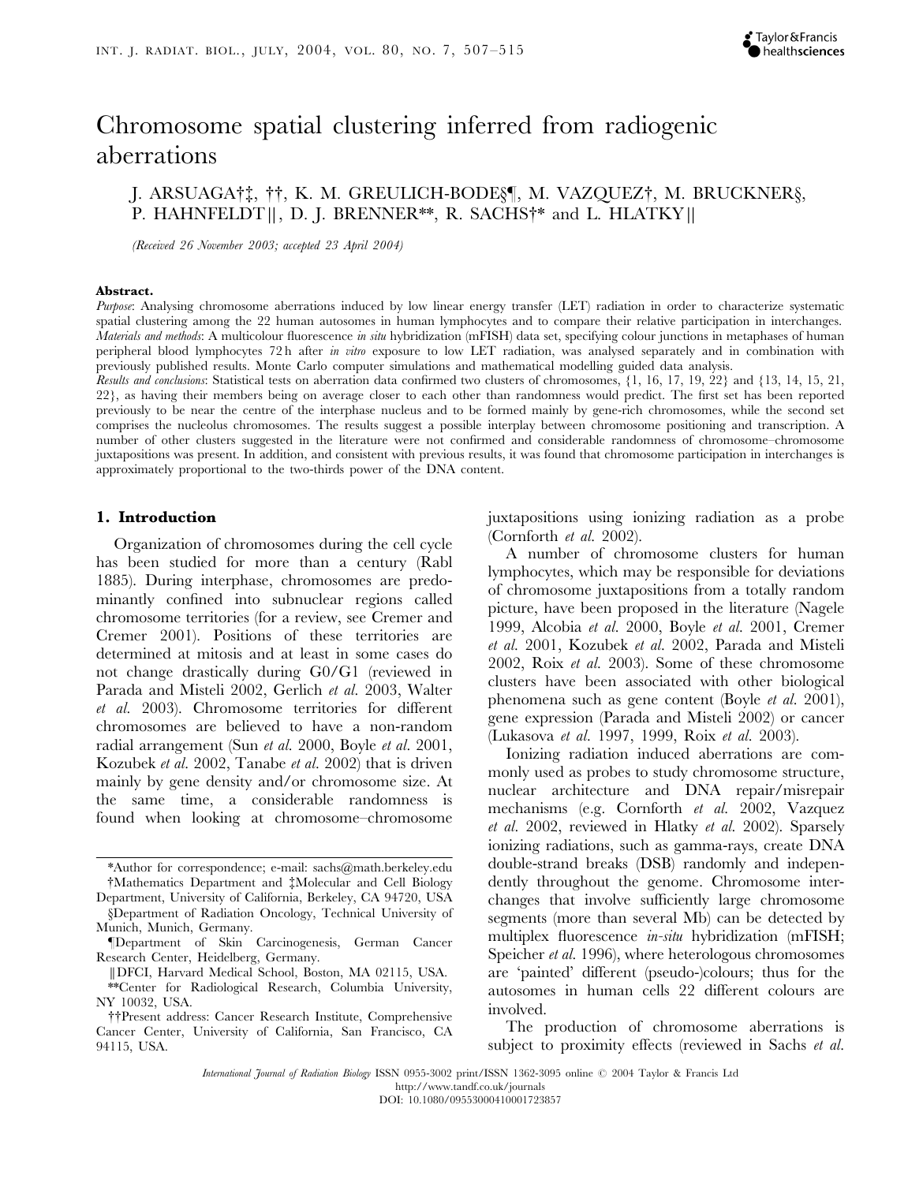# Chromosome spatial clustering inferred from radiogenic aberrations

J. ARSUAGA†‡, ††, K. M. GREULICH-BODE§¶, M. VAZQUEZ†, M. BRUCKNER§, P. HAHNFELDT||, D. J. BRENNER**, R. SACHS†* and L. HLATKY||

*(Received 26 November 2003; accepted 23 April 2004)*

**Abstract.**

*Purpose*: Analysing chromosome aberrations induced by low linear energy transfer (LET) radiation in order to characterize systematic spatial clustering among the 22 human autosomes in human lymphocytes and to compare their relative participation in interchanges.

*Materials and methods*: A multicolour fluorescence *in situ* hybridization (mFISH) data set, specifying colour junctions in metaphases of human peripheral blood lymphocytes 72 h after *in vitro* exposure to low LET radiation, was analysed separately and in combination with previously published results. Monte Carlo computer simulations and mathematical modelling guided data analysis.

*Results and conclusions*: Statistical tests on aberration data confirmed two clusters of chromosomes, {1, 16, 17, 19, 22} and {13, 14, 15, 21, 22}, as having their members being on average closer to each other than randomness would predict. The first set has been reported previously to be near the centre of the interphase nucleus and to be formed mainly by gene-rich chromosomes, while the second set comprises the nucleolus chromosomes. The results suggest a possible interplay between chromosome positioning and transcription. A number of other clusters suggested in the literature were not confirmed and considerable randomness of chromosome–chromosome juxtapositions was present. In addition, and consistent with previous results, it was found that chromosome participation in interchanges is approximately proportional to the two-thirds power of the DNA content.

## 1. Introduction

Organization of chromosomes during the cell cycle has been studied for more than a century (Rabl 1885). During interphase, chromosomes are predominantly confined into subnuclear regions called chromosome territories (for a review, see Cremer and Cremer 2001). Positions of these territories are determined at mitosis and at least in some cases do not change drastically during G0/G1 (reviewed in Parada and Misteli 2002, Gerlich *et al.* 2003, Walter *et al.* 2003). Chromosome territories for different chromosomes are believed to have a non-random radial arrangement (Sun *et al.* 2000, Boyle *et al.* 2001, Kozubek *et al.* 2002, Tanabe *et al.* 2002) that is driven mainly by gene density and/or chromosome size. At the same time, a considerable randomness is found when looking at chromosome–chromosome juxtapositions using ionizing radiation as a probe (Cornforth *et al.* 2002).

A number of chromosome clusters for human lymphocytes, which may be responsible for deviations of chromosome juxtapositions from a totally random picture, have been proposed in the literature (Nagele 1999, Alcobia *et al.* 2000, Boyle *et al.* 2001, Cremer *et al.* 2001, Kozubek *et al.* 2002, Parada and Misteli 2002, Roix *et al.* 2003). Some of these chromosome clusters have been associated with other biological phenomena such as gene content (Boyle *et al.* 2001), gene expression (Parada and Misteli 2002) or cancer (Lukasova *et al.* 1997, 1999, Roix *et al.* 2003).

Ionizing radiation induced aberrations are commonly used as probes to study chromosome structure, nuclear architecture and DNA repair/misrepair mechanisms (e.g. Cornforth *et al.* 2002, Vazquez *et al.* 2002, reviewed in Hlatky *et al.* 2002). Sparsely ionizing radiations, such as gamma-rays, create DNA double-strand breaks (DSB) randomly and independently throughout the genome. Chromosome interchanges that involve sufficiently large chromosome segments (more than several Mb) can be detected by multiplex fluorescence *in-situ* hybridization (mFISH; Speicher *et al.* 1996), where heterologous chromosomes are 'painted' different (pseudo-)colours; thus for the autosomes in human cells 22 different colours are involved.

The production of chromosome aberrations is subject to proximity effects (reviewed in Sachs *et al.*

*Author for correspondence; e-mail: sachs@math.berkeley.edu
†Mathematics Department and ‡Molecular and Cell Biology Department, University of California, Berkeley, CA 94720, USA
§Department of Radiation Oncology, Technical University of Munich, Munich, Germany.
¶Department of Skin Carcinogenesis, German Cancer Research Center, Heidelberg, Germany.
||DFCI, Harvard Medical School, Boston, MA 02115, USA.
**Center for Radiological Research, Columbia University, NY 10032, USA.
††Present address: Cancer Research Institute, Comprehensive Cancer Center, University of California, San Francisco, CA 94115, USA.

*International Journal of Radiation Biology* ISSN 0955-3002 print/ISSN 1362-3095 online © 2004 Taylor & Francis Ltd
http://www.tandf.co.uk/journals
DOI: 10.1080/09553000410001723857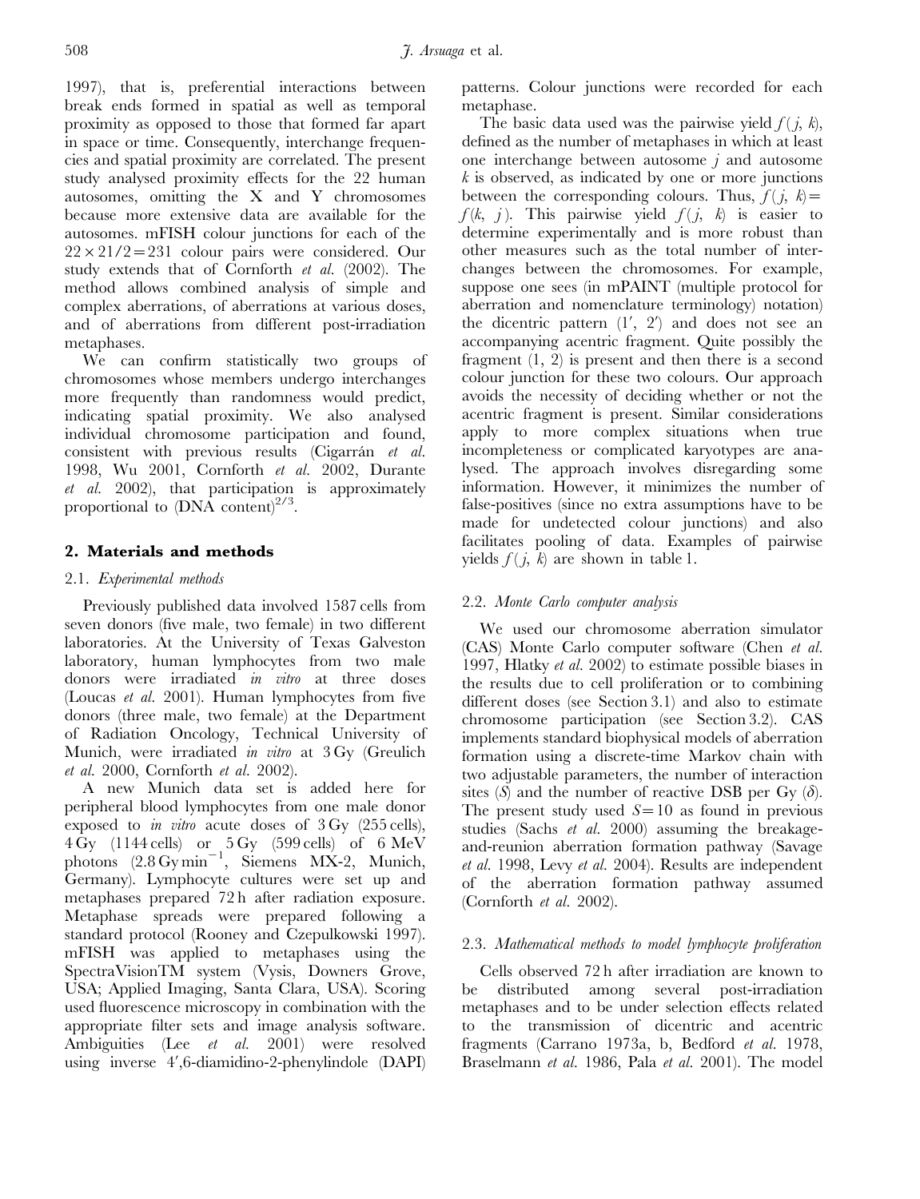1997), that is, preferential interactions between break ends formed in spatial as well as temporal proximity as opposed to those that formed far apart in space or time. Consequently, interchange frequencies and spatial proximity are correlated. The present study analysed proximity effects for the 22 human autosomes, omitting the X and Y chromosomes because more extensive data are available for the autosomes. mFISH colour junctions for each of the $22 \times 21/2 = 231$ colour pairs were considered. Our study extends that of Cornforth *et al.* (2002). The method allows combined analysis of simple and complex aberrations, of aberrations at various doses, and of aberrations from different post-irradiation metaphases.

We can confirm statistically two groups of chromosomes whose members undergo interchanges more frequently than randomness would predict, indicating spatial proximity. We also analysed individual chromosome participation and found, consistent with previous results (Cigarrán *et al.* 1998, Wu 2001, Cornforth *et al.* 2002, Durante *et al.* 2002), that participation is approximately proportional to (DNA content)$^{2/3}$.

## 2. Materials and methods

### 2.1. *Experimental methods*

Previously published data involved 1587 cells from seven donors (five male, two female) in two different laboratories. At the University of Texas Galveston laboratory, human lymphocytes from two male donors were irradiated *in vitro* at three doses (Loucas *et al.* 2001). Human lymphocytes from five donors (three male, two female) at the Department of Radiation Oncology, Technical University of Munich, were irradiated *in vitro* at 3 Gy (Greulich *et al.* 2000, Cornforth *et al.* 2002).

A new Munich data set is added here for peripheral blood lymphocytes from one male donor exposed to *in vitro* acute doses of 3 Gy (255 cells), 4 Gy (1144 cells) or 5 Gy (599 cells) of 6 MeV photons (2.8 Gy min$^{-1}$, Siemens MX-2, Munich, Germany). Lymphocyte cultures were set up and metaphases prepared 72 h after radiation exposure. Metaphase spreads were prepared following a standard protocol (Rooney and Czepulkowski 1997). mFISH was applied to metaphases using the SpectraVisionTM system (Vysis, Downers Grove, USA; Applied Imaging, Santa Clara, USA). Scoring used fluorescence microscopy in combination with the appropriate filter sets and image analysis software. Ambiguities (Lee *et al.* 2001) were resolved using inverse 4′,6-diamidino-2-phenylindole (DAPI) patterns. Colour junctions were recorded for each metaphase.

The basic data used was the pairwise yield $f(j, k)$, defined as the number of metaphases in which at least one interchange between autosome $j$ and autosome $k$ is observed, as indicated by one or more junctions between the corresponding colours. Thus, $f(j, k) = f(k, j)$. This pairwise yield $f(j, k)$ is easier to determine experimentally and is more robust than other measures such as the total number of interchanges between the chromosomes. For example, suppose one sees (in mPAINT (multiple protocol for aberration and nomenclature terminology) notation) the dicentric pattern (1′, 2′) and does not see an accompanying acentric fragment. Quite possibly the fragment (1, 2) is present and then there is a second colour junction for these two colours. Our approach avoids the necessity of deciding whether or not the acentric fragment is present. Similar considerations apply to more complex situations when true incompleteness or complicated karyotypes are analysed. The approach involves disregarding some information. However, it minimizes the number of false-positives (since no extra assumptions have to be made for undetected colour junctions) and also facilitates pooling of data. Examples of pairwise yields $f(j, k)$ are shown in table 1.

### 2.2. *Monte Carlo computer analysis*

We used our chromosome aberration simulator (CAS) Monte Carlo computer software (Chen *et al.* 1997, Hlatky *et al.* 2002) to estimate possible biases in the results due to cell proliferation or to combining different doses (see Section 3.1) and also to estimate chromosome participation (see Section 3.2). CAS implements standard biophysical models of aberration formation using a discrete-time Markov chain with two adjustable parameters, the number of interaction sites ($S$) and the number of reactive DSB per Gy ($\delta$). The present study used $S = 10$ as found in previous studies (Sachs *et al.* 2000) assuming the breakage-and-reunion aberration formation pathway (Savage *et al.* 1998, Levy *et al.* 2004). Results are independent of the aberration formation pathway assumed (Cornforth *et al.* 2002).

### 2.3. *Mathematical methods to model lymphocyte proliferation*

Cells observed 72 h after irradiation are known to be distributed among several post-irradiation metaphases and to be under selection effects related to the transmission of dicentric and acentric fragments (Carrano 1973a, b, Bedford *et al.* 1978, Braselmann *et al.* 1986, Pala *et al.* 2001). The model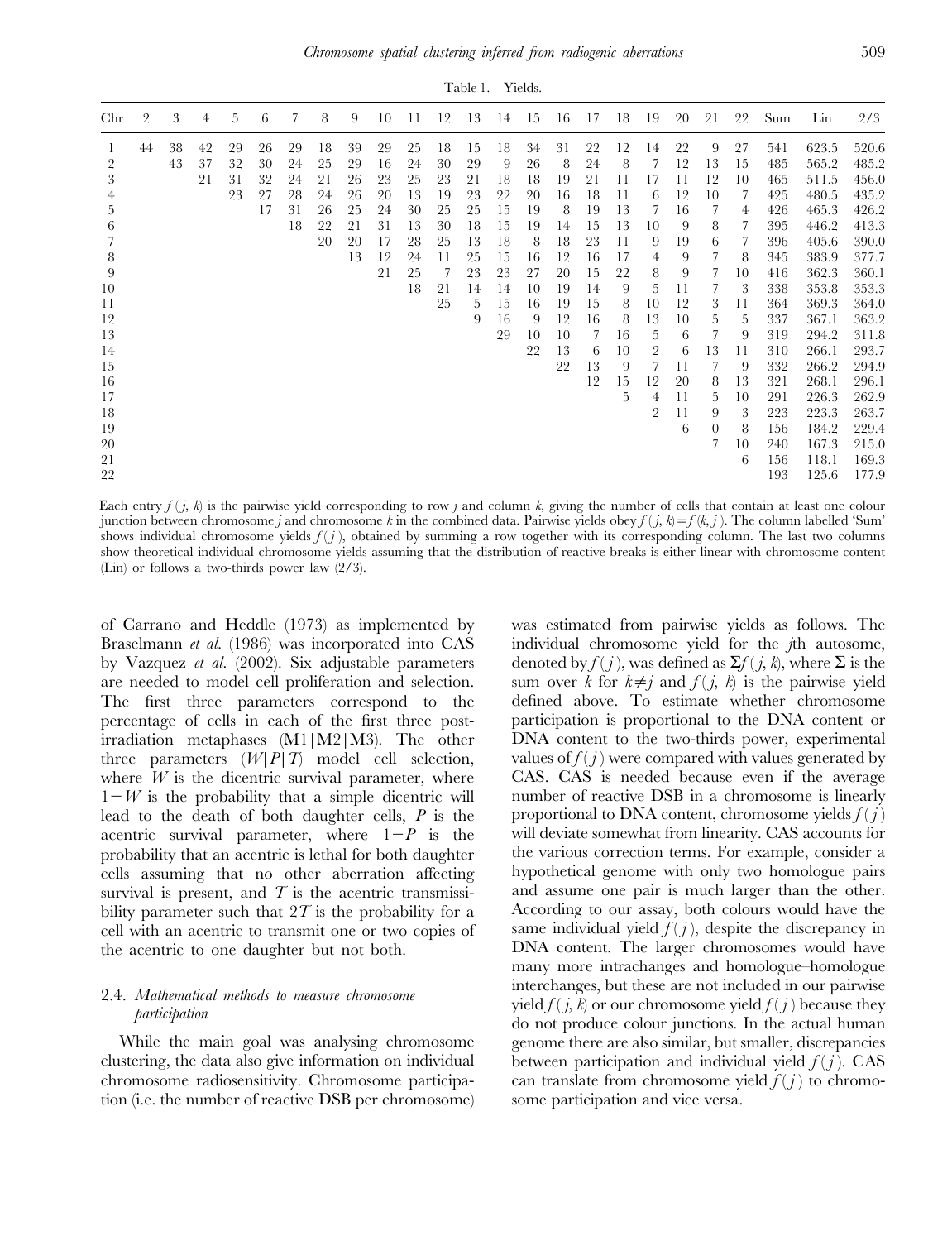Table 1. Yields.

| Chr | 2 | 3 | 4 | 5 | 6 | 7 | 8 | 9 | 10 | 11 | 12 | 13 | 14 | 15 | 16 | 17 | 18 | 19 | 20 | 21 | 22 | Sum | Lin | 2/3 |
|---|---|---|---|---|---|---|---|---|---|---|---|---|---|---|---|---|---|---|---|---|---|---|---|---|
| 1 | 44 | 38 | 42 | 29 | 26 | 29 | 18 | 39 | 29 | 25 | 18 | 15 | 18 | 34 | 31 | 22 | 12 | 14 | 22 | 9 | 27 | 541 | 623.5 | 520.6 |
| 2 | | 43 | 37 | 32 | 30 | 24 | 25 | 29 | 16 | 24 | 30 | 29 | 9 | 26 | 8 | 24 | 8 | 7 | 12 | 13 | 15 | 485 | 565.2 | 485.2 |
| 3 | | | 21 | 31 | 32 | 24 | 21 | 26 | 23 | 25 | 23 | 21 | 18 | 18 | 19 | 21 | 11 | 17 | 11 | 12 | 10 | 465 | 511.5 | 456.0 |
| 4 | | | | 23 | 27 | 28 | 24 | 26 | 20 | 13 | 19 | 23 | 22 | 20 | 16 | 18 | 11 | 6 | 12 | 10 | 7 | 425 | 480.5 | 435.2 |
| 5 | | | | | 17 | 31 | 26 | 25 | 24 | 30 | 25 | 25 | 15 | 19 | 8 | 19 | 13 | 7 | 16 | 7 | 4 | 426 | 465.3 | 426.2 |
| 6 | | | | | | 18 | 22 | 21 | 31 | 13 | 30 | 18 | 15 | 19 | 14 | 15 | 13 | 10 | 9 | 8 | 7 | 395 | 446.2 | 413.3 |
| 7 | | | | | | | 20 | 20 | 17 | 28 | 25 | 13 | 18 | 8 | 18 | 23 | 11 | 9 | 19 | 6 | 7 | 396 | 405.6 | 390.0 |
| 8 | | | | | | | | 13 | 12 | 24 | 11 | 25 | 15 | 16 | 12 | 16 | 17 | 4 | 9 | 7 | 8 | 345 | 383.9 | 377.7 |
| 9 | | | | | | | | | 21 | 25 | 7 | 23 | 23 | 27 | 20 | 15 | 22 | 8 | 9 | 7 | 10 | 416 | 362.3 | 360.1 |
| 10 | | | | | | | | | | 18 | 21 | 14 | 14 | 10 | 19 | 14 | 9 | 5 | 11 | 7 | 3 | 338 | 353.8 | 353.3 |
| 11 | | | | | | | | | | | 25 | 5 | 15 | 16 | 19 | 15 | 8 | 10 | 12 | 3 | 11 | 364 | 369.3 | 364.0 |
| 12 | | | | | | | | | | | | 9 | 16 | 9 | 12 | 16 | 8 | 13 | 10 | 5 | 5 | 337 | 367.1 | 363.2 |
| 13 | | | | | | | | | | | | | 29 | 10 | 10 | 7 | 16 | 5 | 6 | 7 | 9 | 319 | 294.2 | 311.8 |
| 14 | | | | | | | | | | | | | | 22 | 13 | 6 | 10 | 2 | 6 | 13 | 11 | 310 | 266.1 | 293.7 |
| 15 | | | | | | | | | | | | | | | 22 | 13 | 9 | 7 | 11 | 7 | 9 | 332 | 266.2 | 294.9 |
| 16 | | | | | | | | | | | | | | | | 12 | 15 | 12 | 20 | 8 | 13 | 321 | 268.1 | 296.1 |
| 17 | | | | | | | | | | | | | | | | | 5 | 4 | 11 | 5 | 10 | 291 | 226.3 | 262.9 |
| 18 | | | | | | | | | | | | | | | | | | 2 | 11 | 9 | 3 | 223 | 223.3 | 263.7 |
| 19 | | | | | | | | | | | | | | | | | | | 6 | 0 | 8 | 156 | 184.2 | 229.4 |
| 20 | | | | | | | | | | | | | | | | | | | | 7 | 10 | 240 | 167.3 | 215.0 |
| 21 | | | | | | | | | | | | | | | | | | | | | 6 | 156 | 118.1 | 169.3 |
| 22 | | | | | | | | | | | | | | | | | | | | | | 193 | 125.6 | 177.9 |

Each entry $f(j, k)$ is the pairwise yield corresponding to row $j$ and column $k$, giving the number of cells that contain at least one colour junction between chromosome $j$ and chromosome $k$ in the combined data. Pairwise yields obey $f(j, k) = f(k, j)$. The column labelled 'Sum' shows individual chromosome yields $f(j)$, obtained by summing a row together with its corresponding column. The last two columns show theoretical individual chromosome yields assuming that the distribution of reactive breaks is either linear with chromosome content (Lin) or follows a two-thirds power law (2/3).

of Carrano and Heddle (1973) as implemented by Braselmann *et al.* (1986) was incorporated into CAS by Vazquez *et al.* (2002). Six adjustable parameters are needed to model cell proliferation and selection. The first three parameters correspond to the percentage of cells in each of the first three post-irradiation metaphases (M1|M2|M3). The other three parameters $(W|P|T)$ model cell selection, where $W$ is the dicentric survival parameter, where $1-W$ is the probability that a simple dicentric will lead to the death of both daughter cells, $P$ is the acentric survival parameter, where $1-P$ is the probability that an acentric is lethal for both daughter cells assuming that no other aberration affecting survival is present, and $T$ is the acentric transmissibility parameter such that $2T$ is the probability for a cell with an acentric to transmit one or two copies of the acentric to one daughter but not both.

### 2.4. *Mathematical methods to measure chromosome participation*

While the main goal was analysing chromosome clustering, the data also give information on individual chromosome radiosensitivity. Chromosome participation (i.e. the number of reactive DSB per chromosome) was estimated from pairwise yields as follows. The individual chromosome yield for the $j$th autosome, denoted by $f(j)$, was defined as $\Sigma f(j, k)$, where $\Sigma$ is the sum over $k$ for $k \neq j$ and $f(j, k)$ is the pairwise yield defined above. To estimate whether chromosome participation is proportional to the DNA content or DNA content to the two-thirds power, experimental values of $f(j)$ were compared with values generated by CAS. CAS is needed because even if the average number of reactive DSB in a chromosome is linearly proportional to DNA content, chromosome yields $f(j)$ will deviate somewhat from linearity. CAS accounts for the various correction terms. For example, consider a hypothetical genome with only two homologue pairs and assume one pair is much larger than the other. According to our assay, both colours would have the same individual yield $f(j)$, despite the discrepancy in DNA content. The larger chromosomes would have many more intrachanges and homologue–homologue interchanges, but these are not included in our pairwise yield $f(j, k)$ or our chromosome yield $f(j)$ because they do not produce colour junctions. In the actual human genome there are also similar, but smaller, discrepancies between participation and individual yield $f(j)$. CAS can translate from chromosome yield $f(j)$ to chromosome participation and vice versa.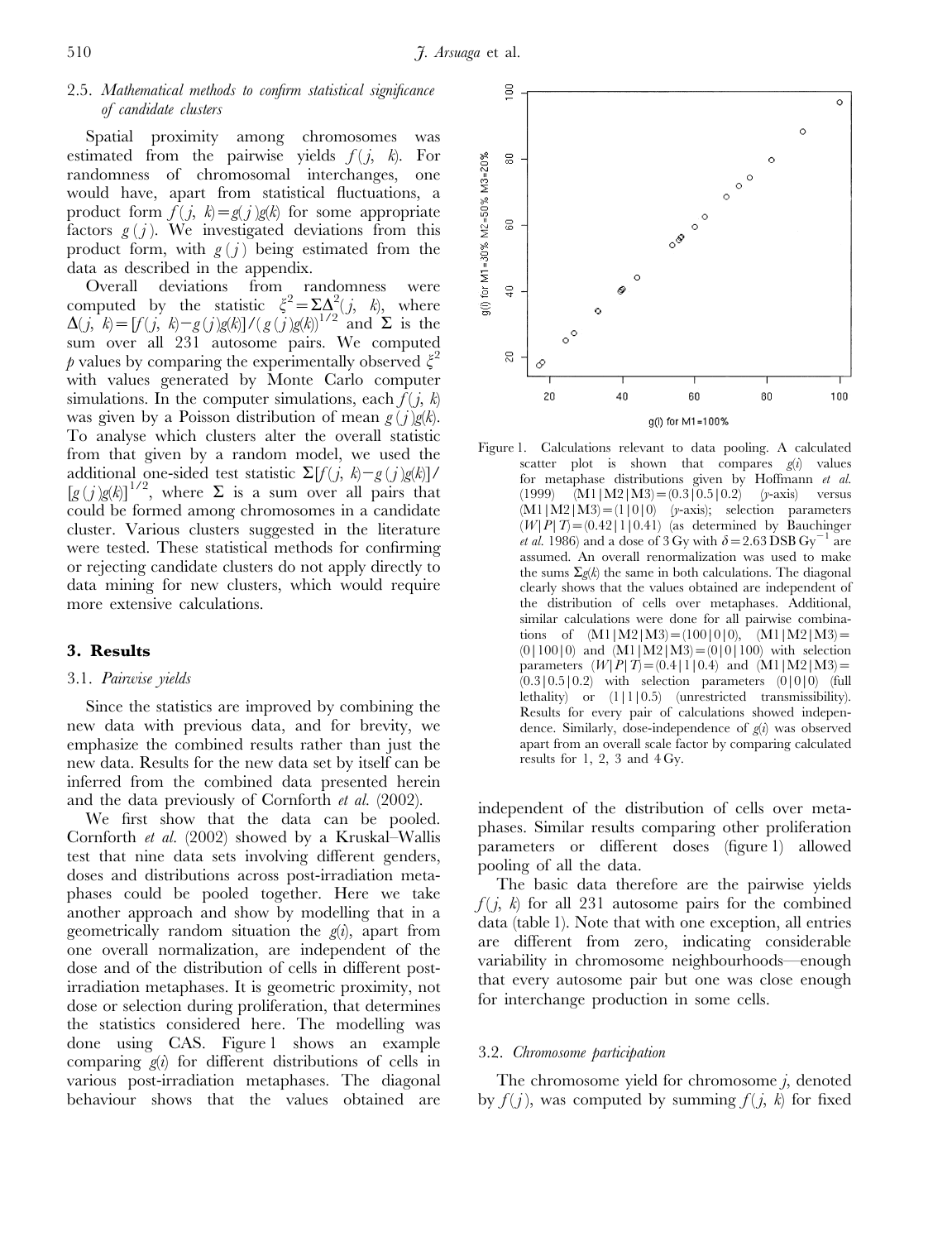### 2.5. *Mathematical methods to confirm statistical significance of candidate clusters*

Spatial proximity among chromosomes was estimated from the pairwise yields $f(j, k)$. For randomness of chromosomal interchanges, one would have, apart from statistical fluctuations, a product form $f(j, k) = g(j)g(k)$ for some appropriate factors $g(j)$. We investigated deviations from this product form, with $g(j)$ being estimated from the data as described in the appendix.

Overall deviations from randomness were computed by the statistic $\xi^2 = \Sigma \Delta^2(j, k)$, where $\Delta(j, k) = [f(j, k) - g(j)g(k)]/(g(j)g(k))^{1/2}$ and $\Sigma$ is the sum over all 231 autosome pairs. We computed $p$ values by comparing the experimentally observed $\xi^2$ with values generated by Monte Carlo computer simulations. In the computer simulations, each $f(j, k)$ was given by a Poisson distribution of mean $g(j)g(k)$. To analyse which clusters alter the overall statistic from that given by a random model, we used the additional one-sided test statistic $\Sigma[f(j, k) - g(j)g(k)]/[g(j)g(k)]^{1/2}$, where $\Sigma$ is a sum over all pairs that could be formed among chromosomes in a candidate cluster. Various clusters suggested in the literature were tested. These statistical methods for confirming or rejecting candidate clusters do not apply directly to data mining for new clusters, which would require more extensive calculations.

## 3. Results

### 3.1. *Pairwise yields*

Since the statistics are improved by combining the new data with previous data, and for brevity, we emphasize the combined results rather than just the new data. Results for the new data set by itself can be inferred from the combined data presented herein and the data previously of Cornforth *et al.* (2002).

We first show that the data can be pooled. Cornforth *et al.* (2002) showed by a Kruskal–Wallis test that nine data sets involving different genders, doses and distributions across post-irradiation metaphases could be pooled together. Here we take another approach and show by modelling that in a geometrically random situation the $g(i)$, apart from one overall normalization, are independent of the dose and of the distribution of cells in different post-irradiation metaphases. It is geometric proximity, not dose or selection during proliferation, that determines the statistics considered here. The modelling was done using CAS. Figure 1 shows an example comparing $g(i)$ for different distributions of cells in various post-irradiation metaphases. The diagonal behaviour shows that the values obtained are independent of the distribution of cells over metaphases. Similar results comparing other proliferation parameters or different doses (figure 1) allowed pooling of all the data.

Figure 1. Calculations relevant to data pooling. A calculated scatter plot is shown that compares $g(i)$ values for metaphase distributions given by Hoffmann *et al.* (1999) $(M1|M2|M3) = (0.3|0.5|0.2)$ ($y$-axis) versus $(M1|M2|M3) = (1|0|0)$ ($y$-axis); selection parameters $(W|P|T) = (0.42|1|0.41)$ (as determined by Bauchinger *et al.* 1986) and a dose of 3 Gy with $\delta = 2.63$ DSB Gy$^{-1}$ are assumed. An overall renormalization was used to make the sums $\Sigma g(k)$ the same in both calculations. The diagonal clearly shows that the values obtained are independent of the distribution of cells over metaphases. Additional, similar calculations were done for all pairwise combinations of $(M1|M2|M3) = (100|0|0)$, $(M1|M2|M3) = (0|100|0)$ and $(M1|M2|M3) = (0|0|100)$ with selection parameters $(W|P|T) = (0.4|1|0.4)$ and $(M1|M2|M3) = (0.3|0.5|0.2)$ with selection parameters $(0|0|0)$ (full lethality) or $(1|1|0.5)$ (unrestricted transmissibility). Results for every pair of calculations showed independence. Similarly, dose-independence of $g(i)$ was observed apart from an overall scale factor by comparing calculated results for 1, 2, 3 and 4 Gy.

The basic data therefore are the pairwise yields $f(j, k)$ for all 231 autosome pairs for the combined data (table 1). Note that with one exception, all entries are different from zero, indicating considerable variability in chromosome neighbourhoods—enough that every autosome pair but one was close enough for interchange production in some cells.

### 3.2. *Chromosome participation*

The chromosome yield for chromosome $j$, denoted by $f(j)$, was computed by summing $f(j, k)$ for fixed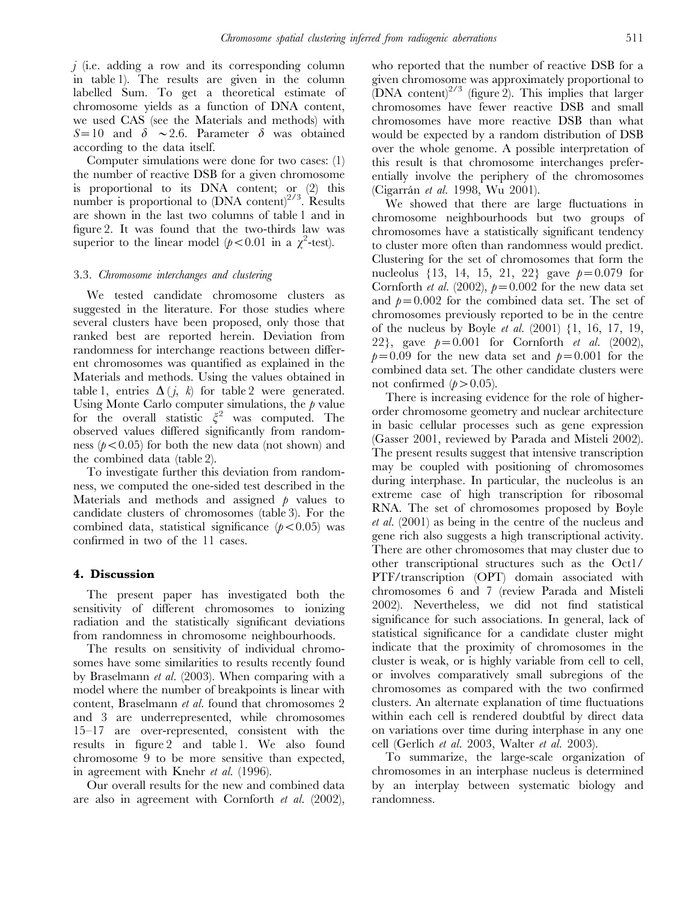$j$ (i.e. adding a row and its corresponding column in table 1). The results are given in the column labelled Sum. To get a theoretical estimate of chromosome yields as a function of DNA content, we used CAS (see the Materials and methods) with $S = 10$ and $\delta \sim 2.6$. Parameter $\delta$ was obtained according to the data itself.

Computer simulations were done for two cases: (1) the number of reactive DSB for a given chromosome is proportional to its DNA content; or (2) this number is proportional to (DNA content)$^{2/3}$. Results are shown in the last two columns of table 1 and in figure 2. It was found that the two-thirds law was superior to the linear model ($p < 0.01$ in a $\chi^2$-test).

### 3.3. *Chromosome interchanges and clustering*

We tested candidate chromosome clusters as suggested in the literature. For those studies where several clusters have been proposed, only those that ranked best are reported herein. Deviation from randomness for interchange reactions between different chromosomes was quantified as explained in the Materials and methods. Using the values obtained in table 1, entries $\Delta(j, k)$ for table 2 were generated. Using Monte Carlo computer simulations, the $p$ value for the overall statistic $\xi^2$ was computed. The observed values differed significantly from randomness ($p < 0.05$) for both the new data (not shown) and the combined data (table 2).

To investigate further this deviation from randomness, we computed the one-sided test described in the Materials and methods and assigned $p$ values to candidate clusters of chromosomes (table 3). For the combined data, statistical significance ($p < 0.05$) was confirmed in two of the 11 cases.

## 4. Discussion

The present paper has investigated both the sensitivity of different chromosomes to ionizing radiation and the statistically significant deviations from randomness in chromosome neighbourhoods.

The results on sensitivity of individual chromosomes have some similarities to results recently found by Braselmann *et al.* (2003). When comparing with a model where the number of breakpoints is linear with content, Braselmann *et al.* found that chromosomes 2 and 3 are underrepresented, while chromosomes 15–17 are over-represented, consistent with the results in figure 2 and table 1. We also found chromosome 9 to be more sensitive than expected, in agreement with Knehr *et al.* (1996).

Our overall results for the new and combined data are also in agreement with Cornforth *et al.* (2002), who reported that the number of reactive DSB for a given chromosome was approximately proportional to (DNA content)$^{2/3}$ (figure 2). This implies that larger chromosomes have fewer reactive DSB and small chromosomes have more reactive DSB than what would be expected by a random distribution of DSB over the whole genome. A possible interpretation of this result is that chromosome interchanges preferentially involve the periphery of the chromosomes (Cigarrán *et al.* 1998, Wu 2001).

We showed that there are large fluctuations in chromosome neighbourhoods but two groups of chromosomes have a statistically significant tendency to cluster more often than randomness would predict. Clustering for the set of chromosomes that form the nucleolus {13, 14, 15, 21, 22} gave $p = 0.079$ for Cornforth *et al.* (2002), $p = 0.002$ for the new data set and $p = 0.002$ for the combined data set. The set of chromosomes previously reported to be in the centre of the nucleus by Boyle *et al.* (2001) {1, 16, 17, 19, 22}, gave $p = 0.001$ for Cornforth *et al.* (2002), $p = 0.09$ for the new data set and $p = 0.001$ for the combined data set. The other candidate clusters were not confirmed ($p > 0.05$).

There is increasing evidence for the role of higher-order chromosome geometry and nuclear architecture in basic cellular processes such as gene expression (Gasser 2001, reviewed by Parada and Misteli 2002). The present results suggest that intensive transcription may be coupled with positioning of chromosomes during interphase. In particular, the nucleolus is an extreme case of high transcription for ribosomal RNA. The set of chromosomes proposed by Boyle *et al.* (2001) as being in the centre of the nucleus and gene rich also suggests a high transcriptional activity. There are other chromosomes that may cluster due to other transcriptional structures such as the Oct1/PTF/transcription (OPT) domain associated with chromosomes 6 and 7 (review Parada and Misteli 2002). Nevertheless, we did not find statistical significance for such associations. In general, lack of statistical significance for a candidate cluster might indicate that the proximity of chromosomes in the cluster is weak, or is highly variable from cell to cell, or involves comparatively small subregions of the chromosomes as compared with the two confirmed clusters. An alternate explanation of time fluctuations within each cell is rendered doubtful by direct data on variations over time during interphase in any one cell (Gerlich *et al.* 2003, Walter *et al.* 2003).

To summarize, the large-scale organization of chromosomes in an interphase nucleus is determined by an interplay between systematic biology and randomness.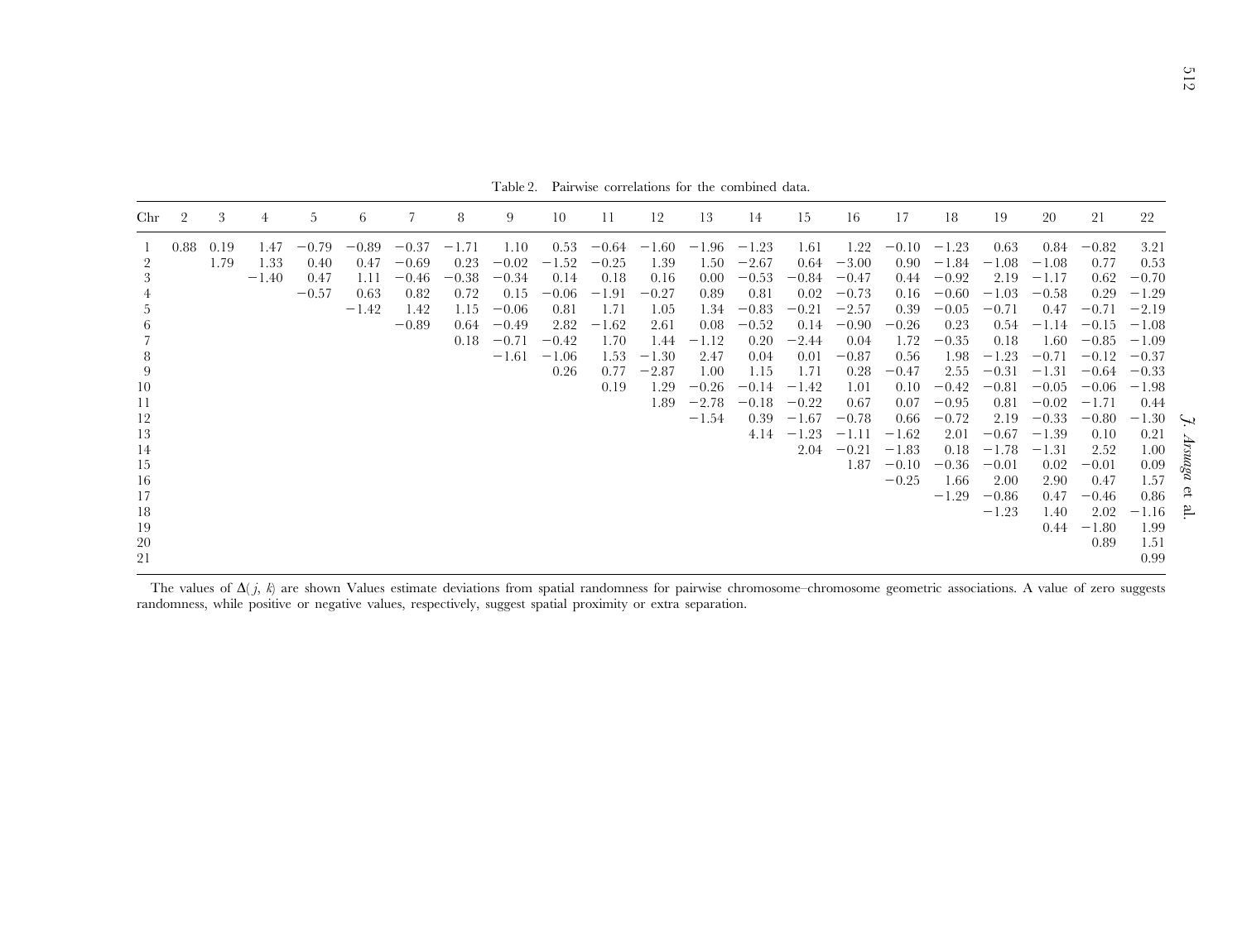Table 2. Pairwise correlations for the combined data.

| Chr | 2 | 3 | 4 | 5 | 6 | 7 | 8 | 9 | 10 | 11 | 12 | 13 | 14 | 15 | 16 | 17 | 18 | 19 | 20 | 21 | 22 |
|---|---|---|---|---|---|---|---|---|---|---|---|---|---|---|---|---|---|---|---|---|---|
| 1 | 0.88 | 0.19 | 1.47 | −0.79 | −0.89 | −0.37 | −1.71 | 1.10 | 0.53 | −0.64 | −1.60 | −1.96 | −1.23 | 1.61 | 1.22 | −0.10 | −1.23 | 0.63 | 0.84 | −0.82 | 3.21 |
| 2 | | 1.79 | 1.33 | 0.40 | 0.47 | −0.69 | 0.23 | −0.02 | −1.52 | −0.25 | 1.39 | 1.50 | −2.67 | 0.64 | −3.00 | 0.90 | −1.84 | −1.08 | −1.08 | 0.77 | 0.53 |
| 3 | | | −1.40 | 0.47 | 1.11 | −0.46 | −0.38 | −0.34 | 0.14 | 0.18 | 0.16 | 0.00 | −0.53 | −0.84 | −0.47 | 0.44 | −0.92 | 2.19 | −1.17 | 0.62 | −0.70 |
| 4 | | | | −0.57 | 0.63 | 0.82 | 0.72 | 0.15 | −0.06 | −1.91 | −0.27 | 0.89 | 0.81 | 0.02 | −0.73 | 0.16 | −0.60 | −1.03 | −0.58 | 0.29 | −1.29 |
| 5 | | | | | −1.42 | 1.42 | 1.15 | −0.06 | 0.81 | 1.71 | 1.05 | 1.34 | −0.83 | −0.21 | −2.57 | 0.39 | −0.05 | −0.71 | 0.47 | −0.71 | −2.19 |
| 6 | | | | | | −0.89 | 0.64 | −0.49 | 2.82 | −1.62 | 2.61 | 0.08 | −0.52 | 0.14 | −0.90 | −0.26 | 0.23 | 0.54 | −1.14 | −0.15 | −1.08 |
| 7 | | | | | | | 0.18 | −0.71 | −0.42 | 1.70 | 1.44 | −1.12 | 0.20 | −2.44 | 0.04 | 1.72 | −0.35 | 0.18 | 1.60 | −0.85 | −1.09 |
| 8 | | | | | | | | −1.61 | −1.06 | 1.53 | −1.30 | 2.47 | 0.04 | 0.01 | −0.87 | 0.56 | 1.98 | −1.23 | −0.71 | −0.12 | −0.37 |
| 9 | | | | | | | | | 0.26 | 0.77 | −2.87 | 1.00 | 1.15 | 1.71 | 0.28 | −0.47 | 2.55 | −0.31 | −1.31 | −0.64 | −0.33 |
| 10 | | | | | | | | | | 0.19 | 1.29 | −0.26 | −0.14 | −1.42 | 1.01 | 0.10 | −0.42 | −0.81 | −0.05 | −0.06 | −1.98 |
| 11 | | | | | | | | | | | 1.89 | −2.78 | −0.18 | −0.22 | 0.67 | 0.07 | −0.95 | 0.81 | −0.02 | −1.71 | 0.44 |
| 12 | | | | | | | | | | | | −1.54 | 0.39 | −1.67 | −0.78 | 0.66 | −0.72 | 2.19 | −0.33 | −0.80 | −1.30 |
| 13 | | | | | | | | | | | | | 4.14 | −1.23 | −1.11 | −1.62 | 2.01 | −0.67 | −1.39 | 0.10 | 0.21 |
| 14 | | | | | | | | | | | | | | 2.04 | −0.21 | −1.83 | 0.18 | −1.78 | −1.31 | 2.52 | 1.00 |
| 15 | | | | | | | | | | | | | | | 1.87 | −0.10 | −0.36 | −0.01 | 0.02 | −0.01 | 0.09 |
| 16 | | | | | | | | | | | | | | | | −0.25 | 1.66 | 2.00 | 2.90 | 0.47 | 1.57 |
| 17 | | | | | | | | | | | | | | | | | −1.29 | −0.86 | 0.47 | −0.46 | 0.86 |
| 18 | | | | | | | | | | | | | | | | | | −1.23 | 1.40 | 2.02 | −1.16 |
| 19 | | | | | | | | | | | | | | | | | | | 0.44 | −1.80 | 1.99 |
| 20 | | | | | | | | | | | | | | | | | | | | 0.89 | 1.51 |
| 21 | | | | | | | | | | | | | | | | | | | | | 0.99 |

The values of $\Delta(j, k)$ are shown Values estimate deviations from spatial randomness for pairwise chromosome–chromosome geometric associations. A value of zero suggests randomness, while positive or negative values, respectively, suggest spatial proximity or extra separation.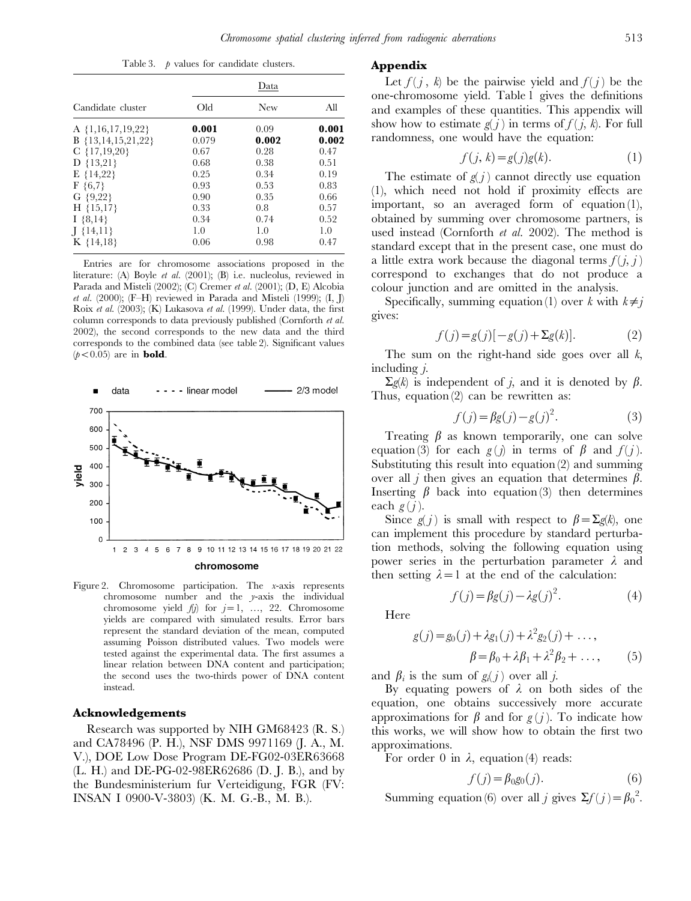Table 3. $p$ values for candidate clusters.

| Candidate cluster | Data | | |
|---|---|---|---|
| | Old | New | All |
| A {1,16,17,19,22} | **0.001** | 0.09 | **0.001** |
| B {13,14,15,21,22} | 0.079 | **0.002** | **0.002** |
| C {17,19,20} | 0.67 | 0.28 | 0.47 |
| D {13,21} | 0.68 | 0.38 | 0.51 |
| E {14,22} | 0.25 | 0.34 | 0.19 |
| F {6,7} | 0.93 | 0.53 | 0.83 |
| G {9,22} | 0.90 | 0.35 | 0.66 |
| H {15,17} | 0.33 | 0.8 | 0.57 |
| I {8,14} | 0.34 | 0.74 | 0.52 |
| J {14,11} | 1.0 | 1.0 | 1.0 |
| K {14,18} | 0.06 | 0.98 | 0.47 |

Entries are for chromosome associations proposed in the literature: (A) Boyle *et al.* (2001); (B) i.e. nucleolus, reviewed in Parada and Misteli (2002); (C) Cremer *et al.* (2001); (D, E) Alcobia *et al.* (2000); (F–H) reviewed in Parada and Misteli (1999); (I, J) Roix *et al.* (2003); (K) Lukasova *et al.* (1999). Under data, the first column corresponds to data previously published (Cornforth *et al.* 2002), the second corresponds to the new data and the third corresponds to the combined data (see table 2). Significant values ($p < 0.05$) are in **bold**.

Figure 2. Chromosome participation. The $x$-axis represents chromosome number and the $y$-axis the individual chromosome yield $f(j)$ for $j = 1, \ldots, 22$. Chromosome yields are compared with simulated results. Error bars represent the standard deviation of the mean, computed assuming Poisson distributed values. Two models were tested against the experimental data. The first assumes a linear relation between DNA content and participation; the second uses the two-thirds power of DNA content instead.

## Acknowledgements

Research was supported by NIH GM68423 (R. S.) and CA78496 (P. H.), NSF DMS 9971169 (J. A., M. V.), DOE Low Dose Program DE-FG02-03ER63668 (L. H.) and DE-PG-02-98ER62686 (D. J. B.), and by the Bundesministerium fur Verteidigung, FGR (FV: INSAN I 0900-V-3803) (K. M. G.-B., M. B.).

## Appendix

Let $f(j, k)$ be the pairwise yield and $f(j)$ be the one-chromosome yield. Table 1 gives the definitions and examples of these quantities. This appendix will show how to estimate $g(j)$ in terms of $f(j, k)$. For full randomness, one would have the equation:

$$f(j, k) = g(j)g(k). \tag{1}$$

The estimate of $g(j)$ cannot directly use equation (1), which need not hold if proximity effects are important, so an averaged form of equation (1), obtained by summing over chromosome partners, is used instead (Cornforth *et al.* 2002). The method is standard except that in the present case, one must do a little extra work because the diagonal terms $f(j, j)$ correspond to exchanges that do not produce a colour junction and are omitted in the analysis.

Specifically, summing equation (1) over $k$ with $k \neq j$ gives:

$$f(j) = g(j)[-g(j) + \Sigma g(k)]. \tag{2}$$

The sum on the right-hand side goes over all $k$, including $j$.

$\Sigma g(k)$ is independent of $j$, and it is denoted by $\beta$. Thus, equation (2) can be rewritten as:

$$f(j) = \beta g(j) - g(j)^2. \tag{3}$$

Treating $\beta$ as known temporarily, one can solve equation (3) for each $g(j)$ in terms of $\beta$ and $f(j)$. Substituting this result into equation (2) and summing over all $j$ then gives an equation that determines $\beta$. Inserting $\beta$ back into equation (3) then determines each $g(j)$.

Since $g(j)$ is small with respect to $\beta = \Sigma g(k)$, one can implement this procedure by standard perturbation methods, solving the following equation using power series in the perturbation parameter $\lambda$ and then setting $\lambda = 1$ at the end of the calculation:

$$f(j) = \beta g(j) - \lambda g(j)^2. \tag{4}$$

Here

$$g(j) = g_0(j) + \lambda g_1(j) + \lambda^2 g_2(j) + \ldots,$$
$$\beta = \beta_0 + \lambda \beta_1 + \lambda^2 \beta_2 + \ldots, \tag{5}$$

and $\beta_i$ is the sum of $g_i(j)$ over all $j$.

By equating powers of $\lambda$ on both sides of the equation, one obtains successively more accurate approximations for $\beta$ and for $g(j)$. To indicate how this works, we will show how to obtain the first two approximations.

For order 0 in $\lambda$, equation (4) reads:

$$f(j) = \beta_0 g_0(j). \tag{6}$$

Summing equation (6) over all $j$ gives $\Sigma f(j) = \beta_0^2$.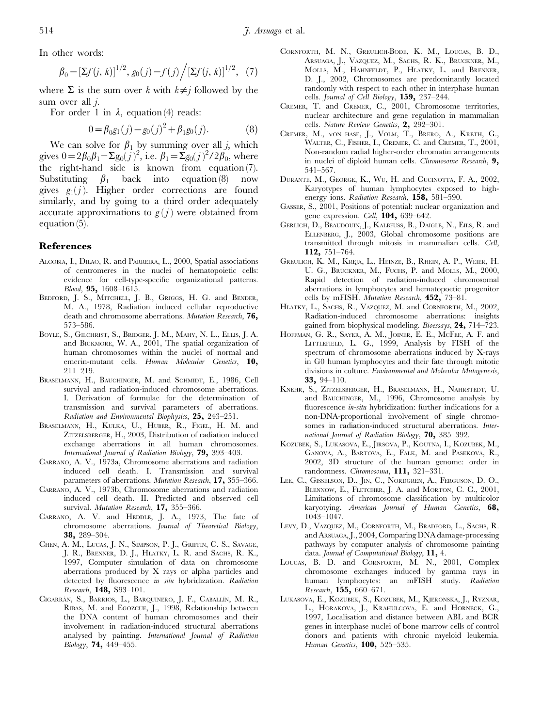In other words:

$$\beta_0 = [\Sigma f(j,k)]^{1/2},\ g_0(j) = f(j) \Big/ [\Sigma f(j,k)]^{1/2}, \quad (7)$$

where $\Sigma$ is the sum over $k$ with $k \neq j$ followed by the sum over all $j$.

For order 1 in $\lambda$, equation (4) reads:

$$0 = \beta_0 g_1(j) - g_0(j)^2 + \beta_1 g_0(j). \quad (8)$$

We can solve for $\beta_1$ by summing over all $j$, which gives $0 = 2\beta_0\beta_1 - \Sigma g_0(j)^2$, i.e. $\beta_1 = \Sigma g_0(j)^2/2\beta_0$, where the right-hand side is known from equation (7). Substituting $\beta_1$ back into equation (8) now gives $g_1(j)$. Higher order corrections are found similarly, and by going to a third order adequately accurate approximations to $g(j)$ were obtained from equation (5).

## References

Alcobia, I., Dilao, R. and Parreira, L., 2000, Spatial associations of centromeres in the nuclei of hematopoietic cells: evidence for cell-type-specific organizational patterns. *Blood*, **95,** 1608–1615.

Bedford, J. S., Mitchell, J. B., Griggs, H. G. and Bender, M. A., 1978, Radiation induced cellular reproductive death and chromosome aberrations. *Mutation Research*, **76,** 573–586.

Boyle, S., Gilchrist, S., Bridger, J. M., Mahy, N. L., Ellis, J. A. and Bickmore, W. A., 2001, The spatial organization of human chromosomes within the nuclei of normal and emerin-mutant cells. *Human Molecular Genetics*, **10,** 211–219.

Braselmann, H., Bauchinger, M. and Schmidt, E., 1986, Cell survival and radiation-induced chromosome aberrations. I. Derivation of formulae for the determination of transmission and survival parameters of aberrations. *Radiation and Environmental Biophysics*, **25,** 243–251.

Braselmann, H., Kulka, U., Huber, R., Figel, H. M. and Zitzelsberger, H., 2003, Distribution of radiation induced exchange aberrations in all human chromosomes. *International Journal of Radiation Biology*, **79,** 393–403.

Carrano, A. V., 1973a, Chromosome aberrations and radiation induced cell death. I. Transmission and survival parameters of aberrations. *Mutation Research*, **17,** 355–366.

Carrano, A. V., 1973b, Chromosome aberrations and radiation induced cell death. II. Predicted and observed cell survival. *Mutation Research*, **17,** 355–366.

Carrano, A. V. and Heddle, J. A., 1973, The fate of chromosome aberrations. *Journal of Theoretical Biology*, **38,** 289–304.

Chen, A. M., Lucas, J. N., Simpson, P. J., Griffin, C. S., Savage, J. R., Brenner, D. J., Hlatky, L. R. and Sachs, R. K., 1997, Computer simulation of data on chromosome aberrations produced by X rays or alpha particles and detected by fluorescence *in situ* hybridization. *Radiation Research*, **148,** S93–101.

Cigarrán, S., Barrios, L., Barquinero, J. F., Caballín, M. R., Ribas, M. and Egozcue, J., 1998, Relationship between the DNA content of human chromosomes and their involvement in radiation-induced structural aberrations analysed by painting. *International Journal of Radiation Biology*, **74,** 449–455.

Cornforth, M. N., Greulich-Bode, K. M., Loucas, B. D., Arsuaga, J., Vazquez, M., Sachs, R. K., Bruckner, M., Molls, M., Hahnfeldt, P., Hlatky, L. and Brenner, D. J., 2002, Chromosomes are predominantly located randomly with respect to each other in interphase human cells. *Journal of Cell Biology*, **159,** 237–244.

Cremer, T. and Cremer, C., 2001, Chromosome territories, nuclear architecture and gene regulation in mammalian cells. *Nature Review Genetics*, **2,** 292–301.

Cremer, M., von hase, J., Volm, T., Brero, A., Kreth, G., Walter, C., Fisher, I., Cremer, C. and Cremer, T., 2001, Non-random radial higher-order chromatin arrangements in nuclei of diploid human cells. *Chromosome Research*, **9,** 541–567.

Durante, M., George, K., Wu, H. and Cucinotta, F. A., 2002, Karyotypes of human lymphocytes exposed to high-energy ions. *Radiation Research*, **158,** 581–590.

Gasser, S., 2001, Positions of potential: nuclear organization and gene expression. *Cell*, **104,** 639–642.

Gerlich, D., Beaudouin, J., Kalbfuss, B., Daigle, N., Eils, R. and Ellenberg, J., 2003, Global chromosome positions are transmitted through mitosis in mammalian cells. *Cell*, **112,** 751–764.

Greulich, K. M., Kreja, L., Heinze, B., Rhein, A. P., Weier, H. U. G., Bruckner, M., Fuchs, P. and Molls, M., 2000, Rapid detection of radiation-induced chromosomal aberrations in lymphocytes and hematopoetic progenitor cells by mFISH. *Mutation Research*, **452,** 73–81.

Hlatky, L., Sachs, R., Vazquez, M. and Cornforth, M., 2002, Radiation-induced chromosome aberrations: insights gained from biophysical modeling. *Bioessays*, **24,** 714–723.

Hoffman, G. R., Sayer, A. M., Joiner, E. E., McFee, A. F. and Littlefield, L. G., 1999, Analysis by FISH of the spectrum of chromosome aberrations induced by X-rays in G0 human lymphocytes and their fate through mitotic divisions in culture. *Environmental and Molecular Mutagenesis*, **33,** 94–110.

Knehr, S., Zitzelsberger, H., Braselmann, H., Nahrstedt, U. and Bauchinger, M., 1996, Chromosome analysis by fluorescence *in-situ* hybridization: further indications for a non-DNA-proportional involvement of single chromosomes in radiation-induced structural aberrations. *International Journal of Radiation Biology*, **70,** 385–392.

Kozubek, S., Lukasova, E., Jirsova, P., Koutna, I., Kozubek, M., Ganova, A., Bartova, E., Falk, M. and Pasekova, R., 2002, 3D structure of the human genome: order in randomness. *Chromosoma*, **111,** 321–331.

Lee, C., Gisselson, D., Jin, C., Nordgren, A., Ferguson, D. O., Blennow, E., Fletcher, J. A. and Morton, C. C., 2001, Limitations of chromosome classification by multicolor karyotying. *American Journal of Human Genetics*, **68,** 1043–1047.

Levy, D., Vazquez, M., Cornforth, M., Bradford, L., Sachs, R. and Arsuaga, J., 2004, Comparing DNA damage-processing pathways by computer analysis of chromosome painting data. *Journal of Computational Biology*, **11,** 4.

Loucas, B. D. and Cornforth, M. N., 2001, Complex chromosome exchanges induced by gamma rays in human lymphocytes: an mFISH study. *Radiation Research*, **155,** 660–671.

Lukasova, E., Kozubek, S., Kozubek, M., Kjeronska, J., Ryznar, L., Horakova, J., Krahulcova, E. and Horneck, G., 1997, Localisation and distance between ABL and BCR genes in interphase nuclei of bone marrow cells of control donors and patients with chronic myeloid leukemia. *Human Genetics*, **100,** 525–535.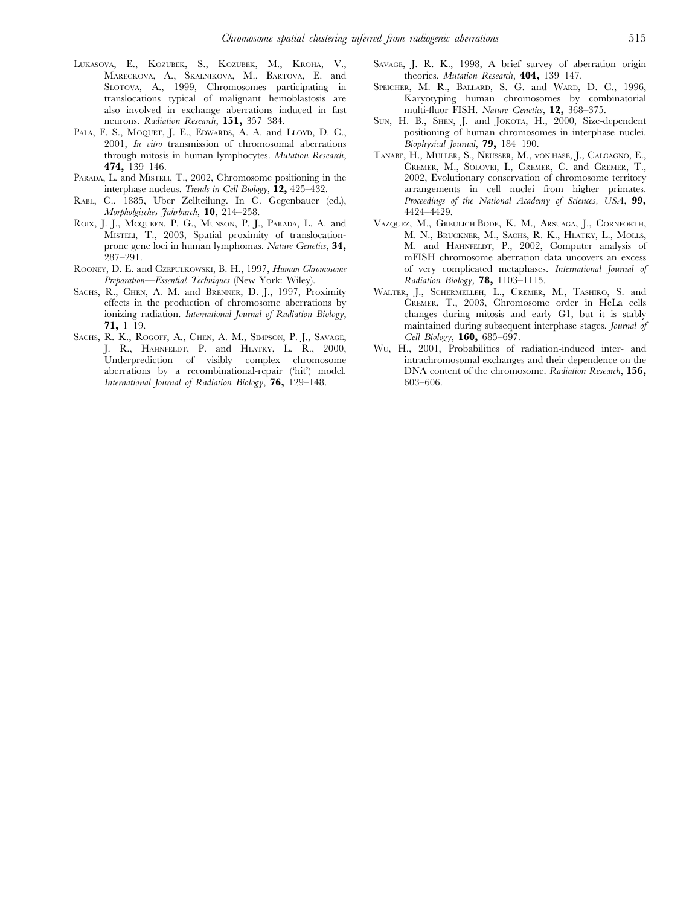Lukasova, E., Kozubek, S., Kozubek, M., Kroha, V., Mareckova, A., Skalnikova, M., Bartova, E. and Slotova, A., 1999, Chromosomes participating in translocations typical of malignant hemoblastosis are also involved in exchange aberrations induced in fast neurons. *Radiation Research*, **151,** 357–384.

Pala, F. S., Moquet, J. E., Edwards, A. A. and Lloyd, D. C., 2001, *In vitro* transmission of chromosomal aberrations through mitosis in human lymphocytes. *Mutation Research*, **474,** 139–146.

Parada, L. and Misteli, T., 2002, Chromosome positioning in the interphase nucleus. *Trends in Cell Biology*, **12,** 425–432.

Rabl, C., 1885, Uber Zellteilung. In C. Gegenbauer (ed.), *Morpholgisches Jahrburch*, **10**, 214–258.

Roix, J. J., Mcqueen, P. G., Munson, P. J., Parada, L. A. and Misteli, T., 2003, Spatial proximity of translocation-prone gene loci in human lymphomas. *Nature Genetics*, **34,** 287–291.

Rooney, D. E. and Czepulkowski, B. H., 1997, *Human Chromosome Preparation—Essential Techniques* (New York: Wiley).

Sachs, R., Chen, A. M. and Brenner, D. J., 1997, Proximity effects in the production of chromosome aberrations by ionizing radiation. *International Journal of Radiation Biology*, **71,** 1–19.

Sachs, R. K., Rogoff, A., Chen, A. M., Simpson, P. J., Savage, J. R., Hahnfeldt, P. and Hlatky, L. R., 2000, Underprediction of visibly complex chromosome aberrations by a recombinational-repair ('hit') model. *International Journal of Radiation Biology*, **76,** 129–148.

Savage, J. R. K., 1998, A brief survey of aberration origin theories. *Mutation Research*, **404,** 139–147.

Speicher, M. R., Ballard, S. G. and Ward, D. C., 1996, Karyotyping human chromosomes by combinatorial multi-fluor FISH. *Nature Genetics*, **12,** 368–375.

Sun, H. B., Shen, J. and Jokota, H., 2000, Size-dependent positioning of human chromosomes in interphase nuclei. *Biophysical Journal*, **79,** 184–190.

Tanabe, H., Muller, S., Neusser, M., von hase, J., Calcagno, E., Cremer, M., Solovei, I., Cremer, C. and Cremer, T., 2002, Evolutionary conservation of chromosome territory arrangements in cell nuclei from higher primates. *Proceedings of the National Academy of Sciences, USA*, **99,** 4424–4429.

Vazquez, M., Greulich-Bode, K. M., Arsuaga, J., Cornforth, M. N., Bruckner, M., Sachs, R. K., Hlatky, L., Molls, M. and Hahnfeldt, P., 2002, Computer analysis of mFISH chromosome aberration data uncovers an excess of very complicated metaphases. *International Journal of Radiation Biology*, **78,** 1103–1115.

Walter, J., Schermelleh, L., Cremer, M., Tashiro, S. and Cremer, T., 2003, Chromosome order in HeLa cells changes during mitosis and early G1, but it is stably maintained during subsequent interphase stages. *Journal of Cell Biology*, **160,** 685–697.

Wu, H., 2001, Probabilities of radiation-induced inter- and intrachromosomal exchanges and their dependence on the DNA content of the chromosome. *Radiation Research*, **156,** 603–606.